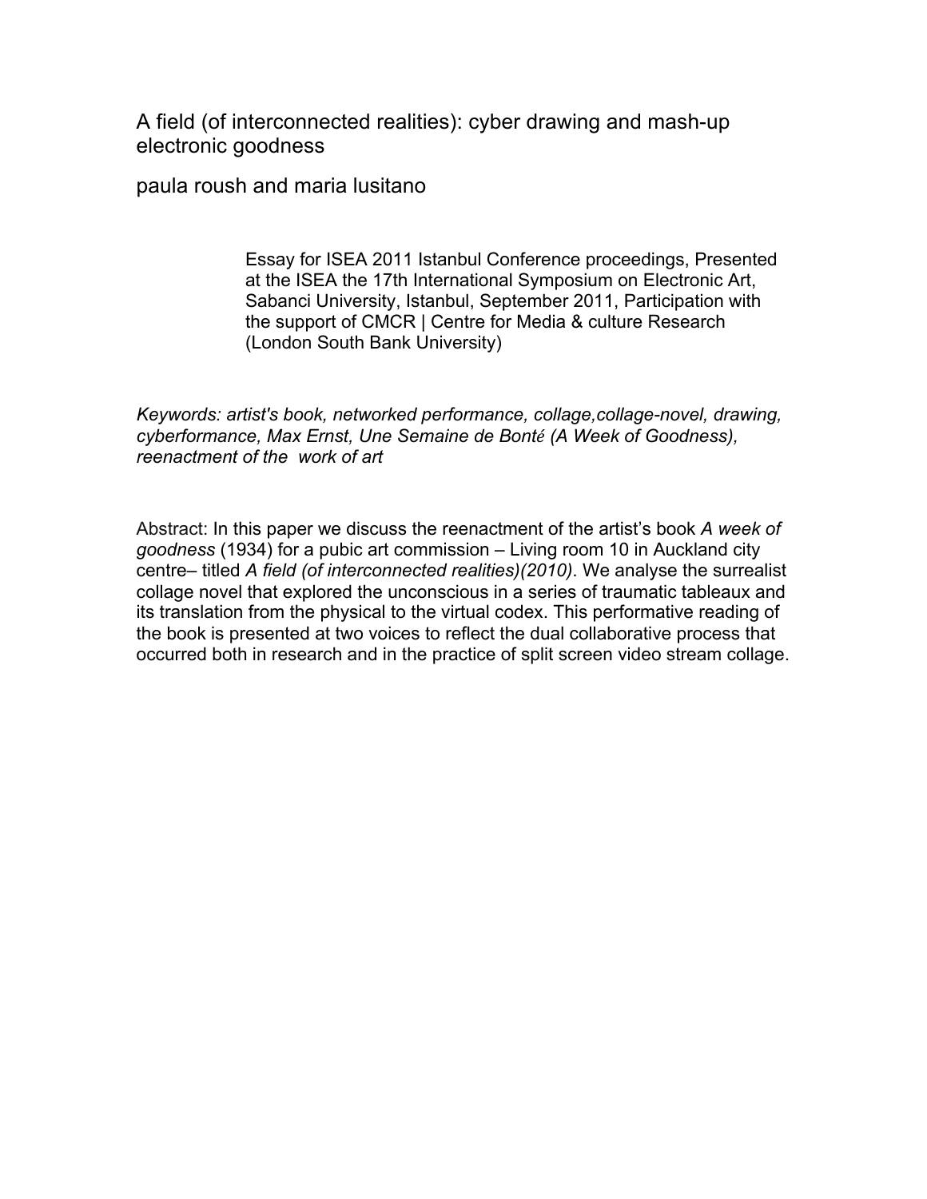# A field (of interconnected realities): cyber drawing and mash-up electronic goodness

paula roush and maria lusitano

Essay for ISEA 2011 Istanbul Conference proceedings, Presented at the ISEA the 17th International Symposium on Electronic Art, Sabanci University, Istanbul, September 2011, Participation with the support of CMCR | Centre for Media & culture Research (London South Bank University)

*Keywords: artist's book, networked performance, collage,collage-novel, drawing, cyberformance, Max Ernst, Une Semaine de Bonté (A Week of Goodness), reenactment of the work of art*

Abstract: In this paper we discuss the reenactment of the artist's book *A week of goodness* (1934) for a pubic art commission – Living room 10 in Auckland city centre– titled *A field (of interconnected realities)(2010)*. We analyse the surrealist collage novel that explored the unconscious in a series of traumatic tableaux and its translation from the physical to the virtual codex. This performative reading of the book is presented at two voices to reflect the dual collaborative process that occurred both in research and in the practice of split screen video stream collage.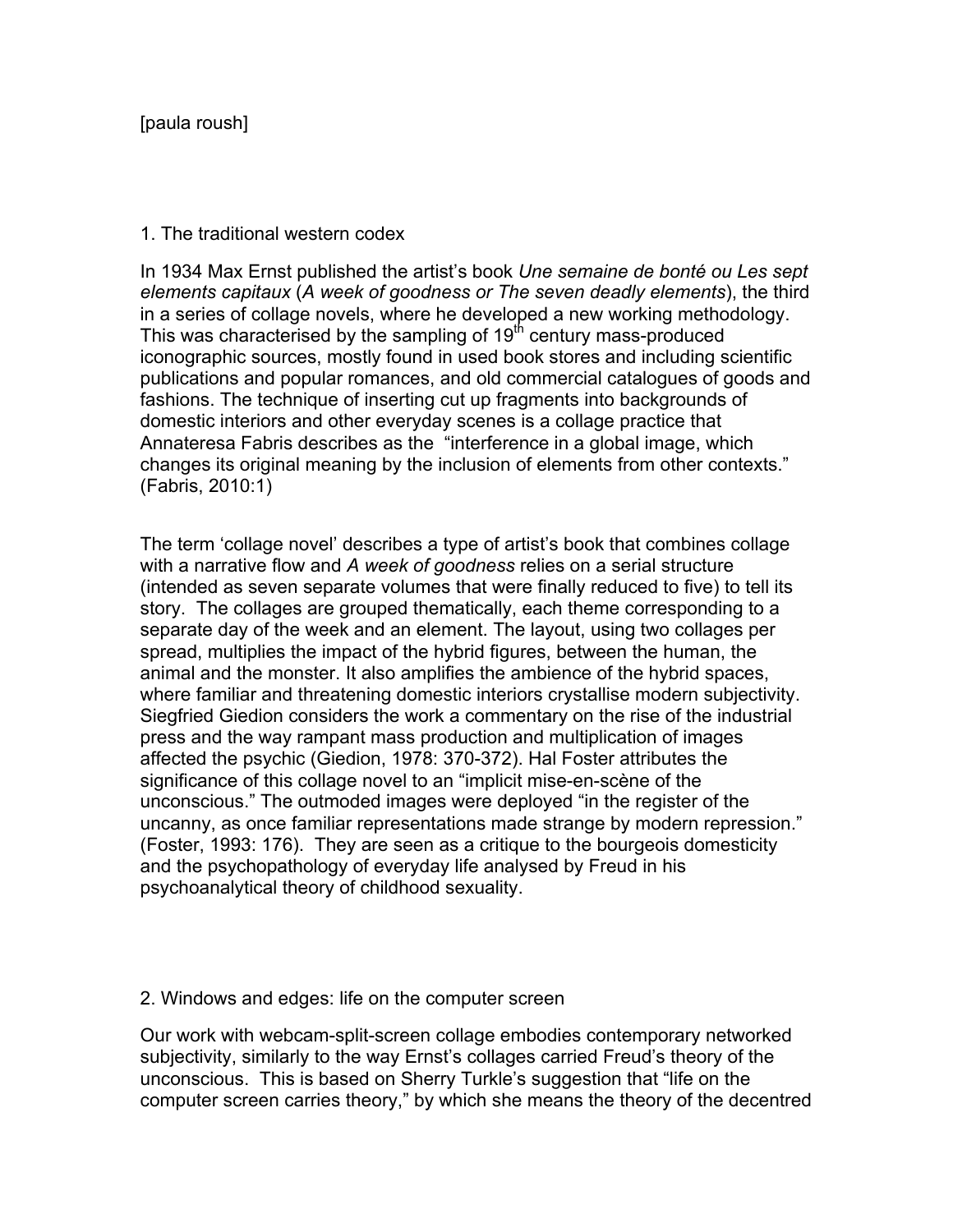[paula roush]

## 1. The traditional western codex

In 1934 Max Ernst published the artist's book *Une semaine de bonté ou Les sept elements capitaux* (*A week of goodness or The seven deadly elements*), the third in a series of collage novels, where he developed a new working methodology. This was characterised by the sampling of 19th century mass-produced iconographic sources, mostly found in used book stores and including scientific publications and popular romances, and old commercial catalogues of goods and fashions. The technique of inserting cut up fragments into backgrounds of domestic interiors and other everyday scenes is a collage practice that Annateresa Fabris describes as the "interference in a global image, which changes its original meaning by the inclusion of elements from other contexts." (Fabris, 2010:1)

The term 'collage novel' describes a type of artist's book that combines collage with a narrative flow and *A week of goodness* relies on a serial structure (intended as seven separate volumes that were finally reduced to five) to tell its story. The collages are grouped thematically, each theme corresponding to a separate day of the week and an element. The layout, using two collages per spread, multiplies the impact of the hybrid figures, between the human, the animal and the monster. It also amplifies the ambience of the hybrid spaces, where familiar and threatening domestic interiors crystallise modern subjectivity. Siegfried Giedion considers the work a commentary on the rise of the industrial press and the way rampant mass production and multiplication of images affected the psychic (Giedion, 1978: 370-372). Hal Foster attributes the significance of this collage novel to an "implicit mise-en-scène of the unconscious." The outmoded images were deployed "in the register of the uncanny, as once familiar representations made strange by modern repression." (Foster, 1993: 176). They are seen as a critique to the bourgeois domesticity and the psychopathology of everyday life analysed by Freud in his psychoanalytical theory of childhood sexuality.

## 2. Windows and edges: life on the computer screen

Our work with webcam-split-screen collage embodies contemporary networked subjectivity, similarly to the way Ernst's collages carried Freud's theory of the unconscious. This is based on Sherry Turkle's suggestion that "life on the computer screen carries theory," by which she means the theory of the decentred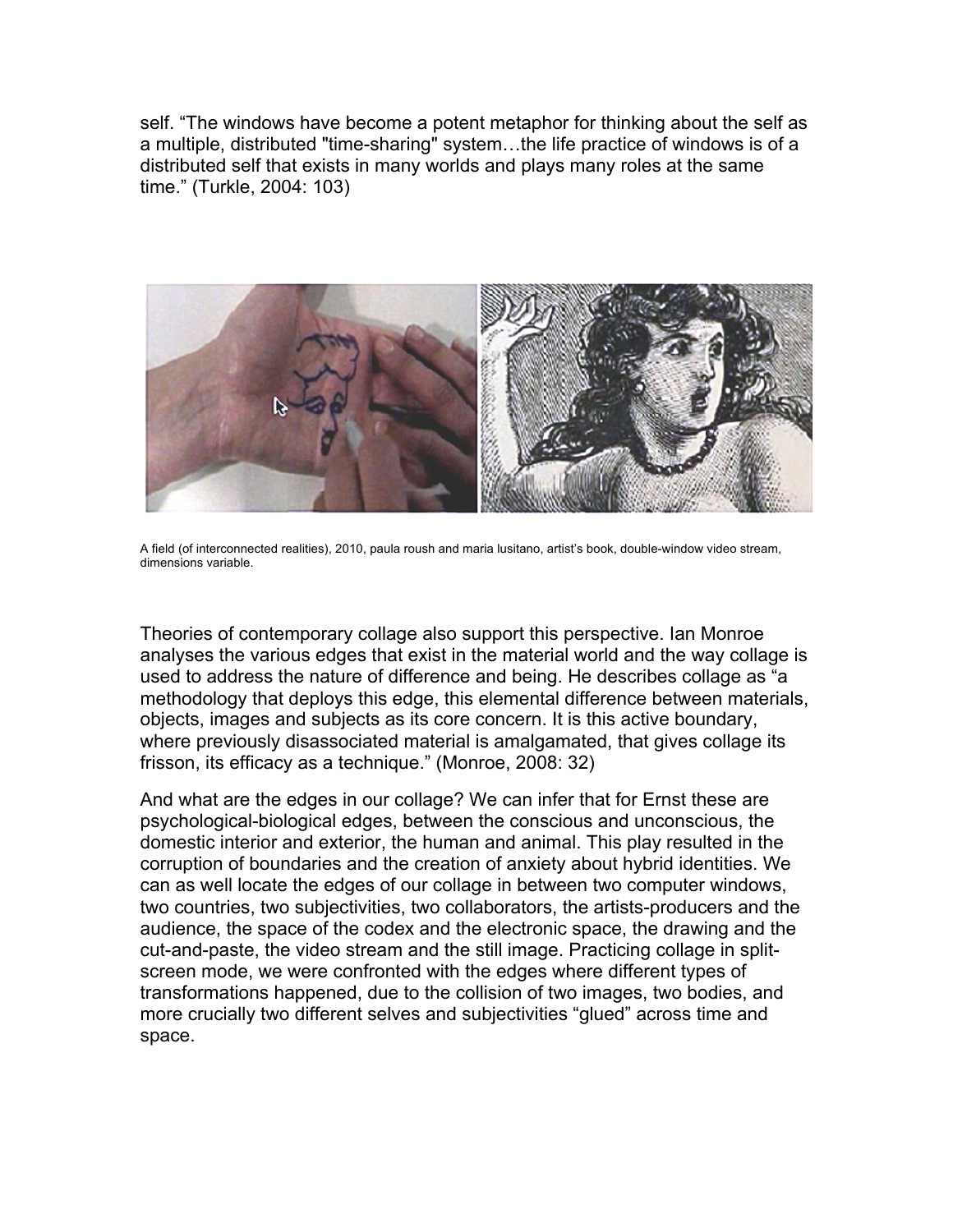self. "The windows have become a potent metaphor for thinking about the self as a multiple, distributed "time-sharing" system…the life practice of windows is of a distributed self that exists in many worlds and plays many roles at the same time." (Turkle, 2004: 103)

A field (of interconnected realities), 2010, paula roush and maria lusitano, artist's book, double-window video stream, dimensions variable.

Theories of contemporary collage also support this perspective. Ian Monroe analyses the various edges that exist in the material world and the way collage is used to address the nature of difference and being. He describes collage as "a methodology that deploys this edge, this elemental difference between materials, objects, images and subjects as its core concern. It is this active boundary, where previously disassociated material is amalgamated, that gives collage its frisson, its efficacy as a technique." (Monroe, 2008: 32)

And what are the edges in our collage? We can infer that for Ernst these are psychological-biological edges, between the conscious and unconscious, the domestic interior and exterior, the human and animal. This play resulted in the corruption of boundaries and the creation of anxiety about hybrid identities. We can as well locate the edges of our collage in between two computer windows, two countries, two subjectivities, two collaborators, the artists-producers and the audience, the space of the codex and the electronic space, the drawing and the cut-and-paste, the video stream and the still image. Practicing collage in split-screen mode, we were confronted with the edges where different types of transformations happened, due to the collision of two images, two bodies, and more crucially two different selves and subjectivities "glued" across time and space.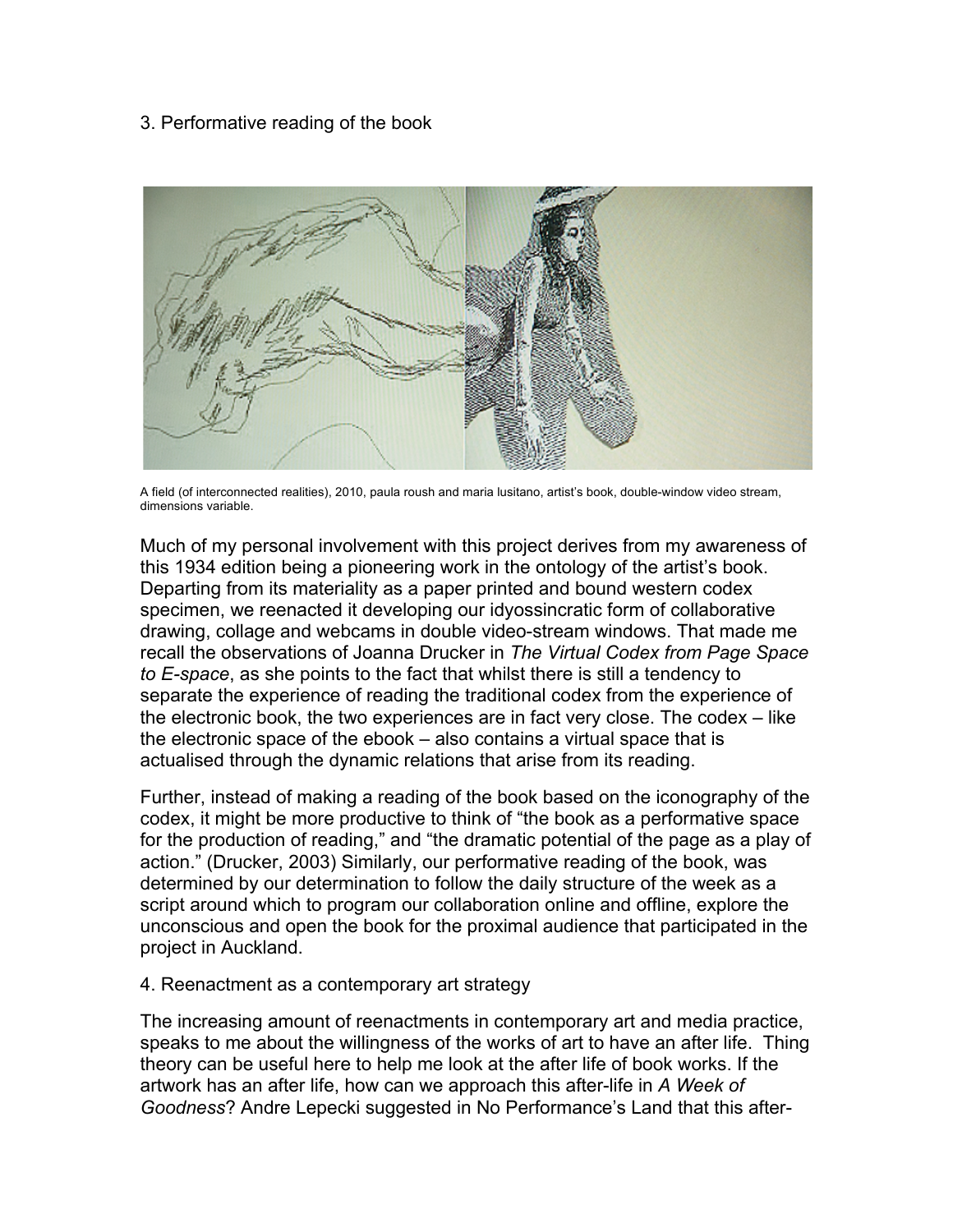## 3. Performative reading of the book

A field (of interconnected realities), 2010, paula roush and maria lusitano, artist's book, double-window video stream, dimensions variable.

Much of my personal involvement with this project derives from my awareness of this 1934 edition being a pioneering work in the ontology of the artist's book. Departing from its materiality as a paper printed and bound western codex specimen, we reenacted it developing our idyossincratic form of collaborative drawing, collage and webcams in double video-stream windows. That made me recall the observations of Joanna Drucker in *The Virtual Codex from Page Space to E-space*, as she points to the fact that whilst there is still a tendency to separate the experience of reading the traditional codex from the experience of the electronic book, the two experiences are in fact very close. The codex – like the electronic space of the ebook – also contains a virtual space that is actualised through the dynamic relations that arise from its reading.

Further, instead of making a reading of the book based on the iconography of the codex, it might be more productive to think of "the book as a performative space for the production of reading," and "the dramatic potential of the page as a play of action." (Drucker, 2003) Similarly, our performative reading of the book, was determined by our determination to follow the daily structure of the week as a script around which to program our collaboration online and offline, explore the unconscious and open the book for the proximal audience that participated in the project in Auckland.

## 4. Reenactment as a contemporary art strategy

The increasing amount of reenactments in contemporary art and media practice, speaks to me about the willingness of the works of art to have an after life. Thing theory can be useful here to help me look at the after life of book works. If the artwork has an after life, how can we approach this after-life in *A Week of Goodness*? Andre Lepecki suggested in No Performance's Land that this after-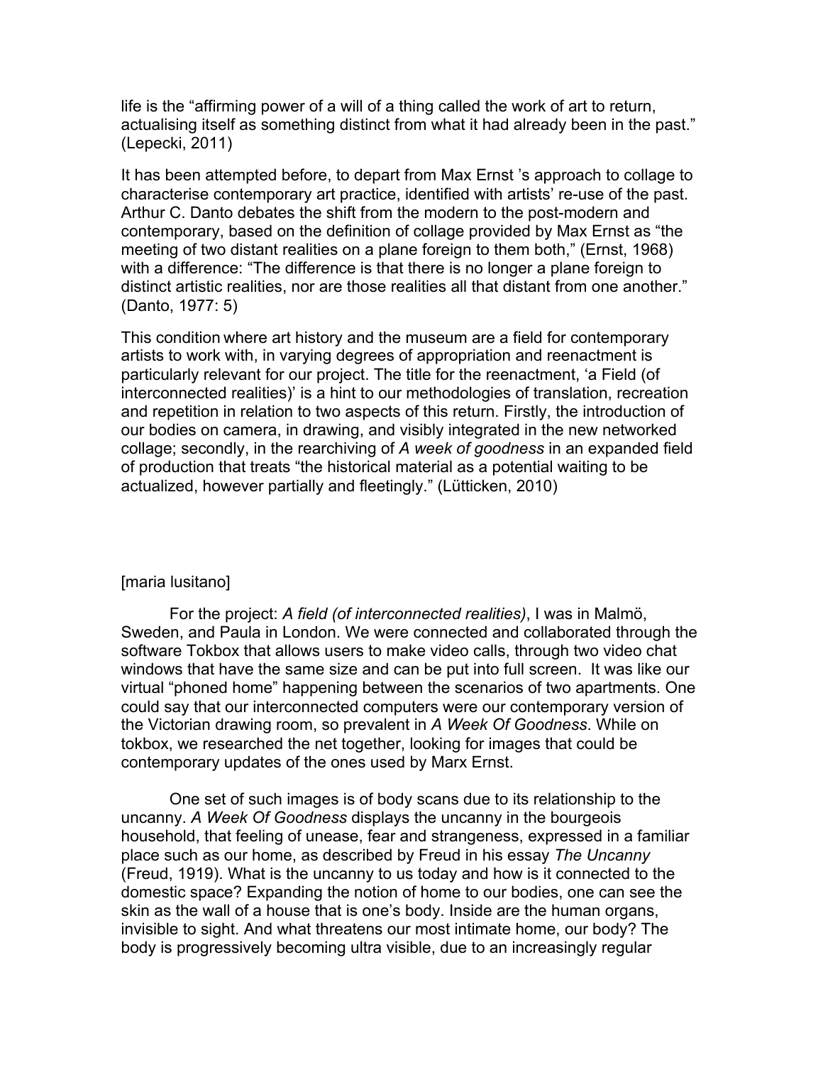life is the “affirming power of a will of a thing called the work of art to return, actualising itself as something distinct from what it had already been in the past.” (Lepecki, 2011)

It has been attempted before, to depart from Max Ernst ’s approach to collage to characterise contemporary art practice, identified with artists’ re-use of the past. Arthur C. Danto debates the shift from the modern to the post-modern and contemporary, based on the definition of collage provided by Max Ernst as “the meeting of two distant realities on a plane foreign to them both,” (Ernst, 1968) with a difference: “The difference is that there is no longer a plane foreign to distinct artistic realities, nor are those realities all that distant from one another.” (Danto, 1977: 5)

This condition where art history and the museum are a field for contemporary artists to work with, in varying degrees of appropriation and reenactment is particularly relevant for our project. The title for the reenactment, ‘a Field (of interconnected realities)’ is a hint to our methodologies of translation, recreation and repetition in relation to two aspects of this return. Firstly, the introduction of our bodies on camera, in drawing, and visibly integrated in the new networked collage; secondly, in the rearchiving of *A week of goodness* in an expanded field of production that treats “the historical material as a potential waiting to be actualized, however partially and fleetingly.” (Lütticken, 2010)

[maria lusitano]

For the project: *A field (of interconnected realities)*, I was in Malmö, Sweden, and Paula in London. We were connected and collaborated through the software Tokbox that allows users to make video calls, through two video chat windows that have the same size and can be put into full screen. It was like our virtual “phoned home” happening between the scenarios of two apartments. One could say that our interconnected computers were our contemporary version of the Victorian drawing room, so prevalent in *A Week Of Goodness*. While on tokbox, we researched the net together, looking for images that could be contemporary updates of the ones used by Marx Ernst.

One set of such images is of body scans due to its relationship to the uncanny. *A Week Of Goodness* displays the uncanny in the bourgeois household, that feeling of unease, fear and strangeness, expressed in a familiar place such as our home, as described by Freud in his essay *The Uncanny* (Freud, 1919). What is the uncanny to us today and how is it connected to the domestic space? Expanding the notion of home to our bodies, one can see the skin as the wall of a house that is one’s body. Inside are the human organs, invisible to sight. And what threatens our most intimate home, our body? The body is progressively becoming ultra visible, due to an increasingly regular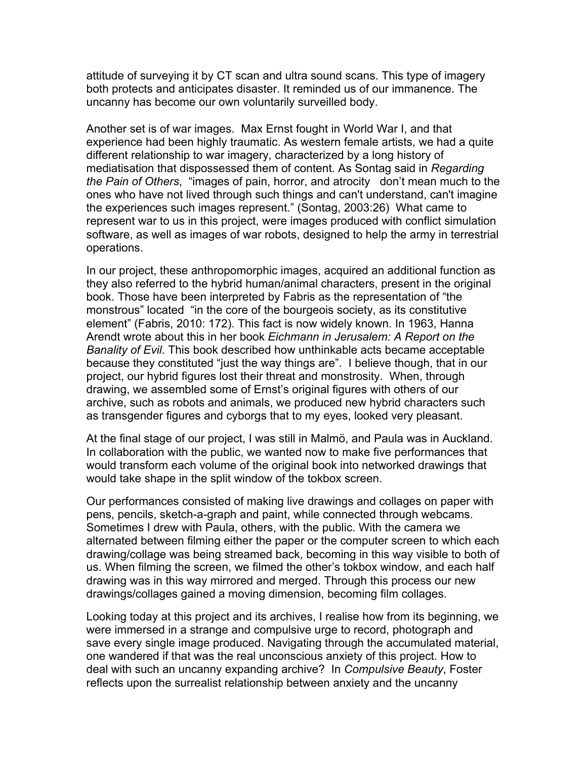attitude of surveying it by CT scan and ultra sound scans. This type of imagery both protects and anticipates disaster. It reminded us of our immanence. The uncanny has become our own voluntarily surveilled body.

Another set is of war images. Max Ernst fought in World War I, and that experience had been highly traumatic. As western female artists, we had a quite different relationship to war imagery, characterized by a long history of mediatisation that dispossessed them of content. As Sontag said in *Regarding the Pain of Others*, "images of pain, horror, and atrocity don't mean much to the ones who have not lived through such things and can't understand, can't imagine the experiences such images represent." (Sontag, 2003:26) What came to represent war to us in this project, were images produced with conflict simulation software, as well as images of war robots, designed to help the army in terrestrial operations.

In our project, these anthropomorphic images, acquired an additional function as they also referred to the hybrid human/animal characters, present in the original book. Those have been interpreted by Fabris as the representation of "the monstrous" located "in the core of the bourgeois society, as its constitutive element" (Fabris, 2010: 172). This fact is now widely known. In 1963, Hanna Arendt wrote about this in her book *Eichmann in Jerusalem: A Report on the Banality of Evil*. This book described how unthinkable acts became acceptable because they constituted "just the way things are". I believe though, that in our project, our hybrid figures lost their threat and monstrosity. When, through drawing, we assembled some of Ernst's original figures with others of our archive, such as robots and animals, we produced new hybrid characters such as transgender figures and cyborgs that to my eyes, looked very pleasant.

At the final stage of our project, I was still in Malmö, and Paula was in Auckland. In collaboration with the public, we wanted now to make five performances that would transform each volume of the original book into networked drawings that would take shape in the split window of the tokbox screen.

Our performances consisted of making live drawings and collages on paper with pens, pencils, sketch-a-graph and paint, while connected through webcams. Sometimes I drew with Paula, others, with the public. With the camera we alternated between filming either the paper or the computer screen to which each drawing/collage was being streamed back, becoming in this way visible to both of us. When filming the screen, we filmed the other's tokbox window, and each half drawing was in this way mirrored and merged. Through this process our new drawings/collages gained a moving dimension, becoming film collages.

Looking today at this project and its archives, I realise how from its beginning, we were immersed in a strange and compulsive urge to record, photograph and save every single image produced. Navigating through the accumulated material, one wandered if that was the real unconscious anxiety of this project. How to deal with such an uncanny expanding archive? In *Compulsive Beauty*, Foster reflects upon the surrealist relationship between anxiety and the uncanny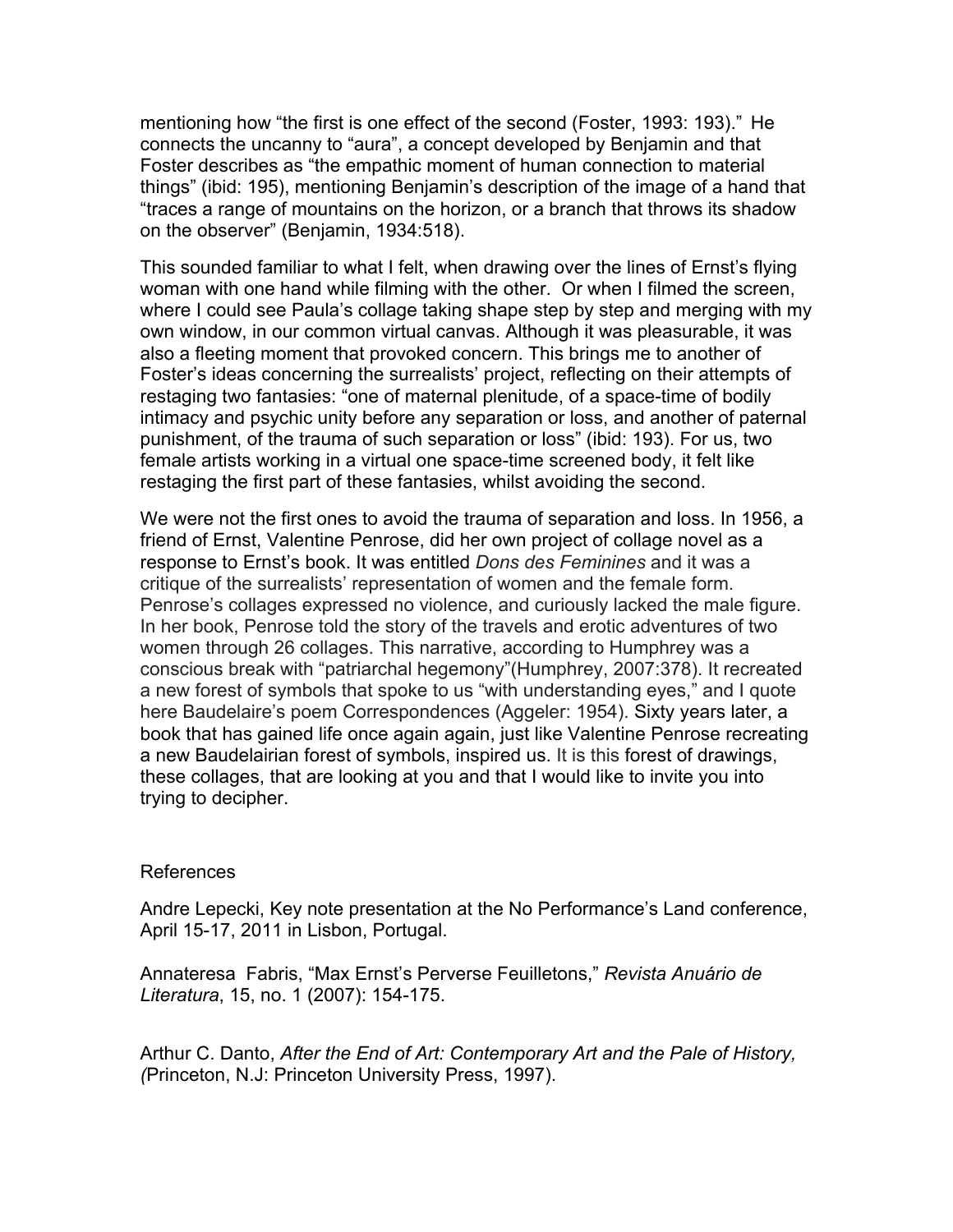mentioning how "the first is one effect of the second (Foster, 1993: 193)." He connects the uncanny to "aura", a concept developed by Benjamin and that Foster describes as "the empathic moment of human connection to material things" (ibid: 195), mentioning Benjamin's description of the image of a hand that "traces a range of mountains on the horizon, or a branch that throws its shadow on the observer" (Benjamin, 1934:518).

This sounded familiar to what I felt, when drawing over the lines of Ernst's flying woman with one hand while filming with the other. Or when I filmed the screen, where I could see Paula's collage taking shape step by step and merging with my own window, in our common virtual canvas. Although it was pleasurable, it was also a fleeting moment that provoked concern. This brings me to another of Foster's ideas concerning the surrealists' project, reflecting on their attempts of restaging two fantasies: "one of maternal plenitude, of a space-time of bodily intimacy and psychic unity before any separation or loss, and another of paternal punishment, of the trauma of such separation or loss" (ibid: 193). For us, two female artists working in a virtual one space-time screened body, it felt like restaging the first part of these fantasies, whilst avoiding the second.

We were not the first ones to avoid the trauma of separation and loss. In 1956, a friend of Ernst, Valentine Penrose, did her own project of collage novel as a response to Ernst's book. It was entitled *Dons des Feminines* and it was a critique of the surrealists' representation of women and the female form. Penrose's collages expressed no violence, and curiously lacked the male figure. In her book, Penrose told the story of the travels and erotic adventures of two women through 26 collages. This narrative, according to Humphrey was a conscious break with "patriarchal hegemony"(Humphrey, 2007:378). It recreated a new forest of symbols that spoke to us "with understanding eyes," and I quote here Baudelaire's poem Correspondences (Aggeler: 1954). Sixty years later, a book that has gained life once again again, just like Valentine Penrose recreating a new Baudelairian forest of symbols, inspired us. It is this forest of drawings, these collages, that are looking at you and that I would like to invite you into trying to decipher.

## References

Andre Lepecki, Key note presentation at the No Performance's Land conference, April 15-17, 2011 in Lisbon, Portugal.

Annateresa Fabris, "Max Ernst's Perverse Feuilletons," *Revista Anuário de Literatura*, 15, no. 1 (2007): 154-175.

Arthur C. Danto, *After the End of Art: Contemporary Art and the Pale of History, (*Princeton, N.J: Princeton University Press, 1997).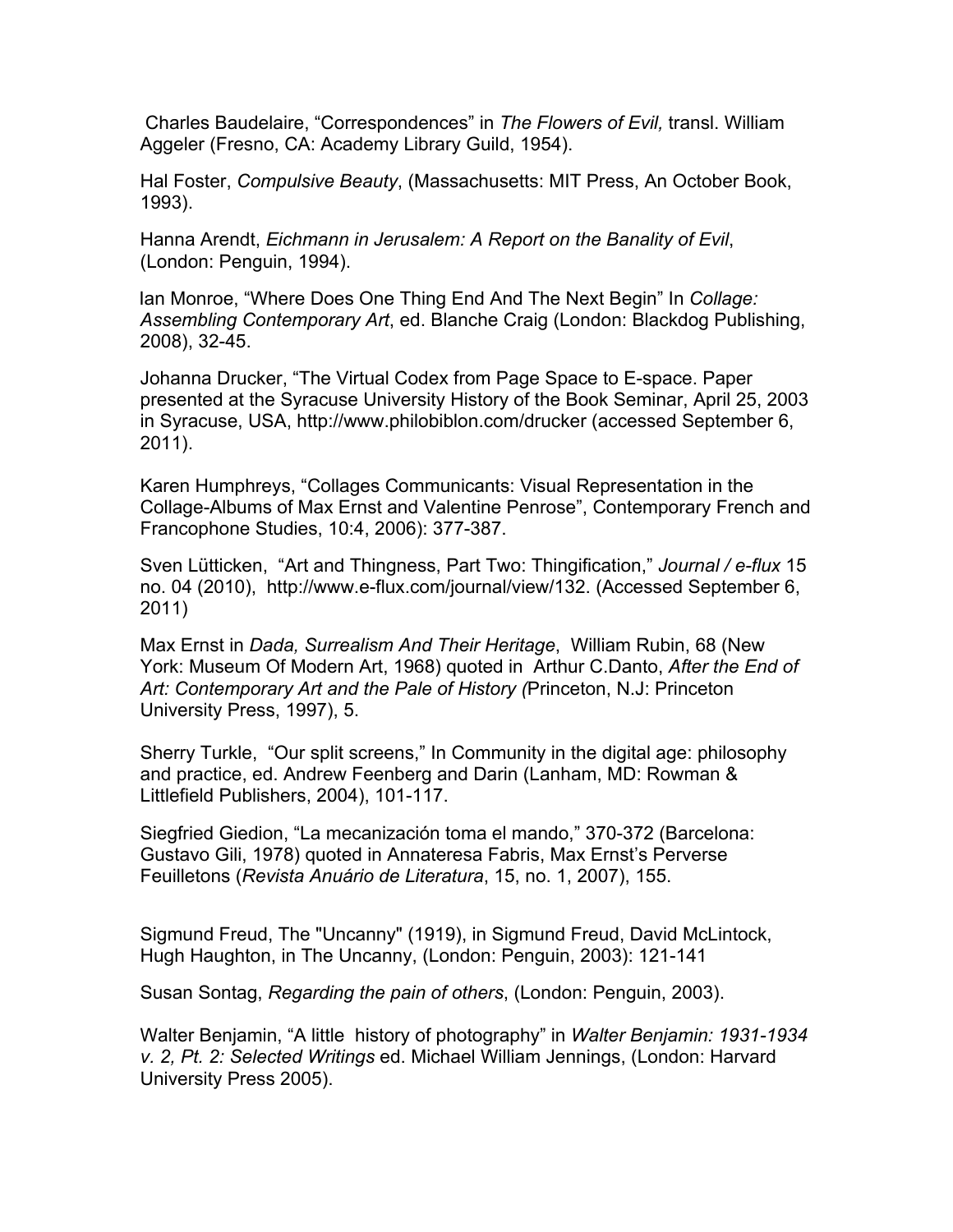Charles Baudelaire, “Correspondences” in *The Flowers of Evil,* transl. William Aggeler (Fresno, CA: Academy Library Guild, 1954).

Hal Foster, *Compulsive Beauty*, (Massachusetts: MIT Press, An October Book, 1993).

Hanna Arendt, *Eichmann in Jerusalem: A Report on the Banality of Evil*, (London: Penguin, 1994).

Ian Monroe, “Where Does One Thing End And The Next Begin” In *Collage: Assembling Contemporary Art*, ed. Blanche Craig (London: Blackdog Publishing, 2008), 32-45.

Johanna Drucker, “The Virtual Codex from Page Space to E-space. Paper presented at the Syracuse University History of the Book Seminar, April 25, 2003 in Syracuse, USA, http://www.philobiblon.com/drucker (accessed September 6, 2011).

Karen Humphreys, “Collages Communicants: Visual Representation in the Collage-Albums of Max Ernst and Valentine Penrose”, Contemporary French and Francophone Studies, 10:4, 2006): 377-387.

Sven Lütticken, “Art and Thingness, Part Two: Thingification,” *Journal / e-flux* 15 no. 04 (2010), http://www.e-flux.com/journal/view/132. (Accessed September 6, 2011)

Max Ernst in *Dada, Surrealism And Their Heritage*, William Rubin, 68 (New York: Museum Of Modern Art, 1968) quoted in Arthur C.Danto, *After the End of Art: Contemporary Art and the Pale of History (*Princeton, N.J: Princeton University Press, 1997), 5.

Sherry Turkle, “Our split screens,” In Community in the digital age: philosophy and practice, ed. Andrew Feenberg and Darin (Lanham, MD: Rowman & Littlefield Publishers, 2004), 101-117.

Siegfried Giedion, “La mecanización toma el mando,” 370-372 (Barcelona: Gustavo Gili, 1978) quoted in Annateresa Fabris, Max Ernst’s Perverse Feuilletons (*Revista Anuário de Literatura*, 15, no. 1, 2007), 155.

Sigmund Freud, The "Uncanny" (1919), in Sigmund Freud, David McLintock, Hugh Haughton, in The Uncanny, (London: Penguin, 2003): 121-141

Susan Sontag, *Regarding the pain of others*, (London: Penguin, 2003).

Walter Benjamin, “A little history of photography” in *Walter Benjamin: 1931-1934 v. 2, Pt. 2: Selected Writings* ed. Michael William Jennings, (London: Harvard University Press 2005).